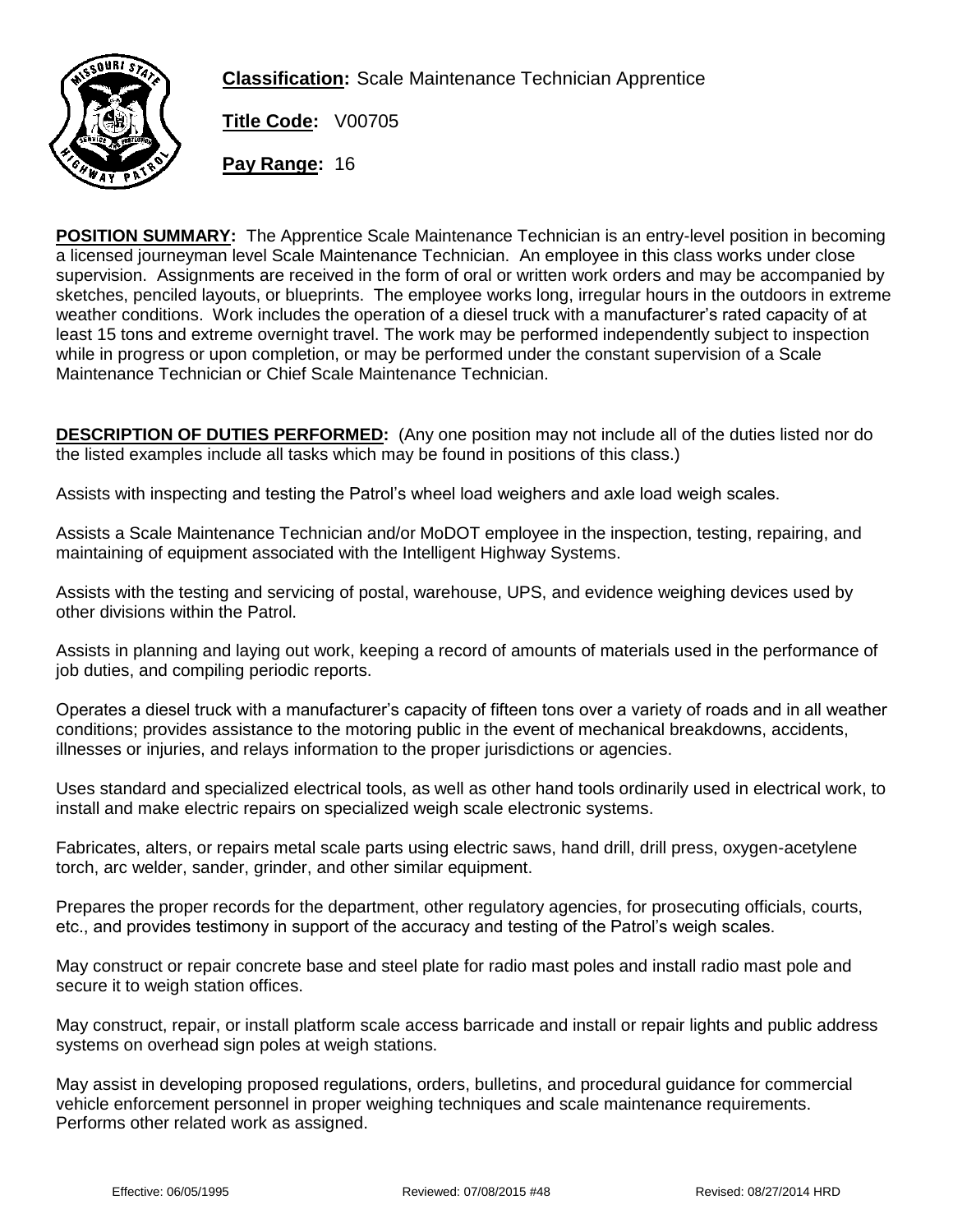**Classification:** Scale Maintenance Technician Apprentice

**Title Code:** V00705

**Pay Range:** 16

**POSITION SUMMARY:** The Apprentice Scale Maintenance Technician is an entry-level position in becoming a licensed journeyman level Scale Maintenance Technician. An employee in this class works under close supervision. Assignments are received in the form of oral or written work orders and may be accompanied by sketches, penciled layouts, or blueprints. The employee works long, irregular hours in the outdoors in extreme weather conditions. Work includes the operation of a diesel truck with a manufacturer's rated capacity of at least 15 tons and extreme overnight travel. The work may be performed independently subject to inspection while in progress or upon completion, or may be performed under the constant supervision of a Scale Maintenance Technician or Chief Scale Maintenance Technician.

**DESCRIPTION OF DUTIES PERFORMED:** (Any one position may not include all of the duties listed nor do the listed examples include all tasks which may be found in positions of this class.)

Assists with inspecting and testing the Patrol's wheel load weighers and axle load weigh scales.

Assists a Scale Maintenance Technician and/or MoDOT employee in the inspection, testing, repairing, and maintaining of equipment associated with the Intelligent Highway Systems.

Assists with the testing and servicing of postal, warehouse, UPS, and evidence weighing devices used by other divisions within the Patrol.

Assists in planning and laying out work, keeping a record of amounts of materials used in the performance of job duties, and compiling periodic reports.

Operates a diesel truck with a manufacturer's capacity of fifteen tons over a variety of roads and in all weather conditions; provides assistance to the motoring public in the event of mechanical breakdowns, accidents, illnesses or injuries, and relays information to the proper jurisdictions or agencies.

Uses standard and specialized electrical tools, as well as other hand tools ordinarily used in electrical work, to install and make electric repairs on specialized weigh scale electronic systems.

Fabricates, alters, or repairs metal scale parts using electric saws, hand drill, drill press, oxygen-acetylene torch, arc welder, sander, grinder, and other similar equipment.

Prepares the proper records for the department, other regulatory agencies, for prosecuting officials, courts, etc., and provides testimony in support of the accuracy and testing of the Patrol's weigh scales.

May construct or repair concrete base and steel plate for radio mast poles and install radio mast pole and secure it to weigh station offices.

May construct, repair, or install platform scale access barricade and install or repair lights and public address systems on overhead sign poles at weigh stations.

May assist in developing proposed regulations, orders, bulletins, and procedural guidance for commercial vehicle enforcement personnel in proper weighing techniques and scale maintenance requirements.
Performs other related work as assigned.

Effective: 06/05/1995 Reviewed: 07/08/2015 #48 Revised: 08/27/2014 HRD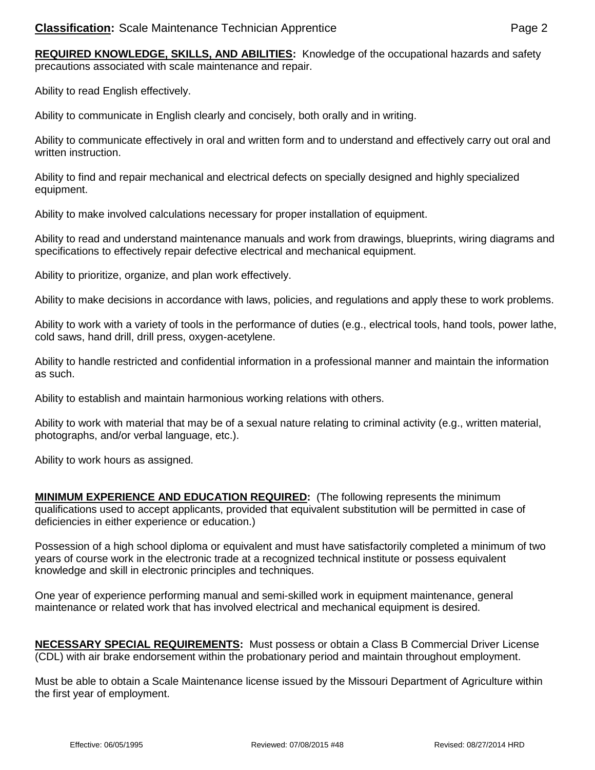**Classification:** Scale Maintenance Technician Apprentice

**REQUIRED KNOWLEDGE, SKILLS, AND ABILITIES:** Knowledge of the occupational hazards and safety precautions associated with scale maintenance and repair.

Ability to read English effectively.

Ability to communicate in English clearly and concisely, both orally and in writing.

Ability to communicate effectively in oral and written form and to understand and effectively carry out oral and written instruction.

Ability to find and repair mechanical and electrical defects on specially designed and highly specialized equipment.

Ability to make involved calculations necessary for proper installation of equipment.

Ability to read and understand maintenance manuals and work from drawings, blueprints, wiring diagrams and specifications to effectively repair defective electrical and mechanical equipment.

Ability to prioritize, organize, and plan work effectively.

Ability to make decisions in accordance with laws, policies, and regulations and apply these to work problems.

Ability to work with a variety of tools in the performance of duties (e.g., electrical tools, hand tools, power lathe, cold saws, hand drill, drill press, oxygen-acetylene.

Ability to handle restricted and confidential information in a professional manner and maintain the information as such.

Ability to establish and maintain harmonious working relations with others.

Ability to work with material that may be of a sexual nature relating to criminal activity (e.g., written material, photographs, and/or verbal language, etc.).

Ability to work hours as assigned.

**MINIMUM EXPERIENCE AND EDUCATION REQUIRED:** (The following represents the minimum qualifications used to accept applicants, provided that equivalent substitution will be permitted in case of deficiencies in either experience or education.)

Possession of a high school diploma or equivalent and must have satisfactorily completed a minimum of two years of course work in the electronic trade at a recognized technical institute or possess equivalent knowledge and skill in electronic principles and techniques.

One year of experience performing manual and semi-skilled work in equipment maintenance, general maintenance or related work that has involved electrical and mechanical equipment is desired.

**NECESSARY SPECIAL REQUIREMENTS:** Must possess or obtain a Class B Commercial Driver License (CDL) with air brake endorsement within the probationary period and maintain throughout employment.

Must be able to obtain a Scale Maintenance license issued by the Missouri Department of Agriculture within the first year of employment.

Effective: 06/05/1995 Reviewed: 07/08/2015 #48 Revised: 08/27/2014 HRD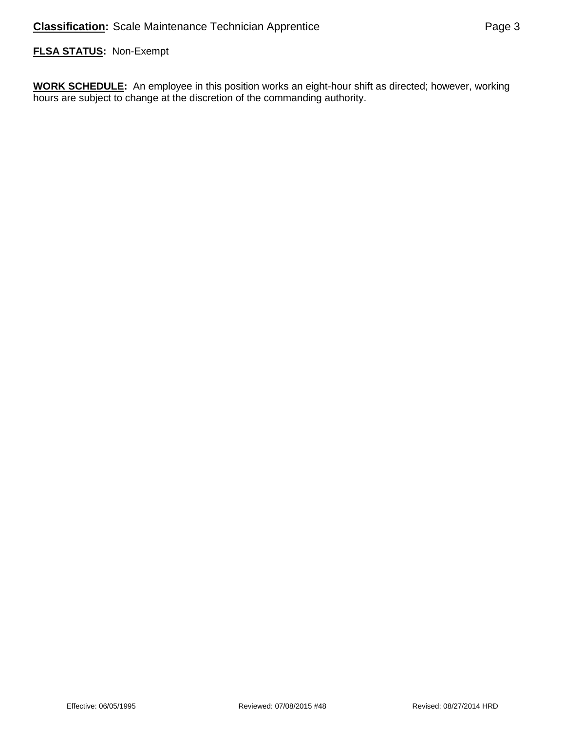**FLSA STATUS:** Non-Exempt

**WORK SCHEDULE:** An employee in this position works an eight-hour shift as directed; however, working hours are subject to change at the discretion of the commanding authority.